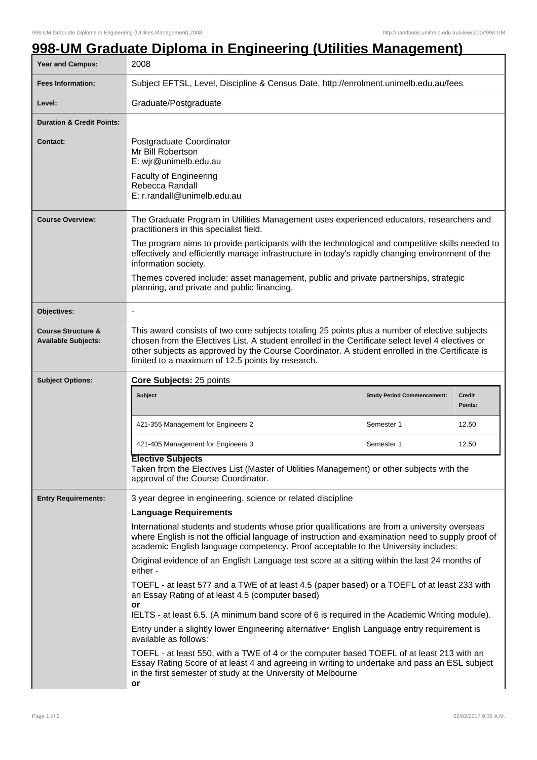# 998-UM Graduate Diploma in Engineering (Utilities Management)

| | |
|---|---|
| **Year and Campus:** | 2008 |
| **Fees Information:** | Subject EFTSL, Level, Discipline & Census Date, http://enrolment.unimelb.edu.au/fees |
| **Level:** | Graduate/Postgraduate |
| **Duration & Credit Points:** | |
| **Contact:** | Postgraduate Coordinator<br>Mr Bill Robertson<br>E: wjr@unimelb.edu.au<br><br>Faculty of Engineering<br>Rebecca Randall<br>E: r.randall@unimelb.edu.au |
| **Course Overview:** | The Graduate Program in Utilities Management uses experienced educators, researchers and practitioners in this specialist field.<br><br>The program aims to provide participants with the technological and competitive skills needed to effectively and efficiently manage infrastructure in today's rapidly changing environment of the information society.<br><br>Themes covered include: asset management, public and private partnerships, strategic planning, and private and public financing. |
| **Objectives:** | - |
| **Course Structure & Available Subjects:** | This award consists of two core subjects totaling 25 points plus a number of elective subjects chosen from the Electives List. A student enrolled in the Certificate select level 4 electives or other subjects as approved by the Course Coordinator. A student enrolled in the Certificate is limited to a maximum of 12.5 points by research. |

## Subject Options:

**Core Subjects:** 25 points

| Subject | Study Period Commencement: | Credit Points: |
|---|---|---|
| 421-355 Management for Engineers 2 | Semester 1 | 12.50 |
| 421-405 Management for Engineers 3 | Semester 1 | 12.50 |

**Elective Subjects**

Taken from the Electives List (Master of Utilities Management) or other subjects with the approval of the Course Coordinator.

## Entry Requirements:

3 year degree in engineering, science or related discipline

**Language Requirements**

International students and students whose prior qualifications are from a university overseas where English is not the official language of instruction and examination need to supply proof of academic English language competency. Proof acceptable to the University includes:

Original evidence of an English Language test score at a sitting within the last 24 months of either -

TOEFL - at least 577 and a TWE of at least 4.5 (paper based) or a TOEFL of at least 233 with an Essay Rating of at least 4.5 (computer based)

**or**

IELTS - at least 6.5. (A minimum band score of 6 is required in the Academic Writing module).

Entry under a slightly lower Engineering alternative* English Language entry requirement is available as follows:

TOEFL - at least 550, with a TWE of 4 or the computer based TOEFL of at least 213 with an Essay Rating Score of at least 4 and agreeing in writing to undertake and pass an ESL subject in the first semester of study at the University of Melbourne

**or**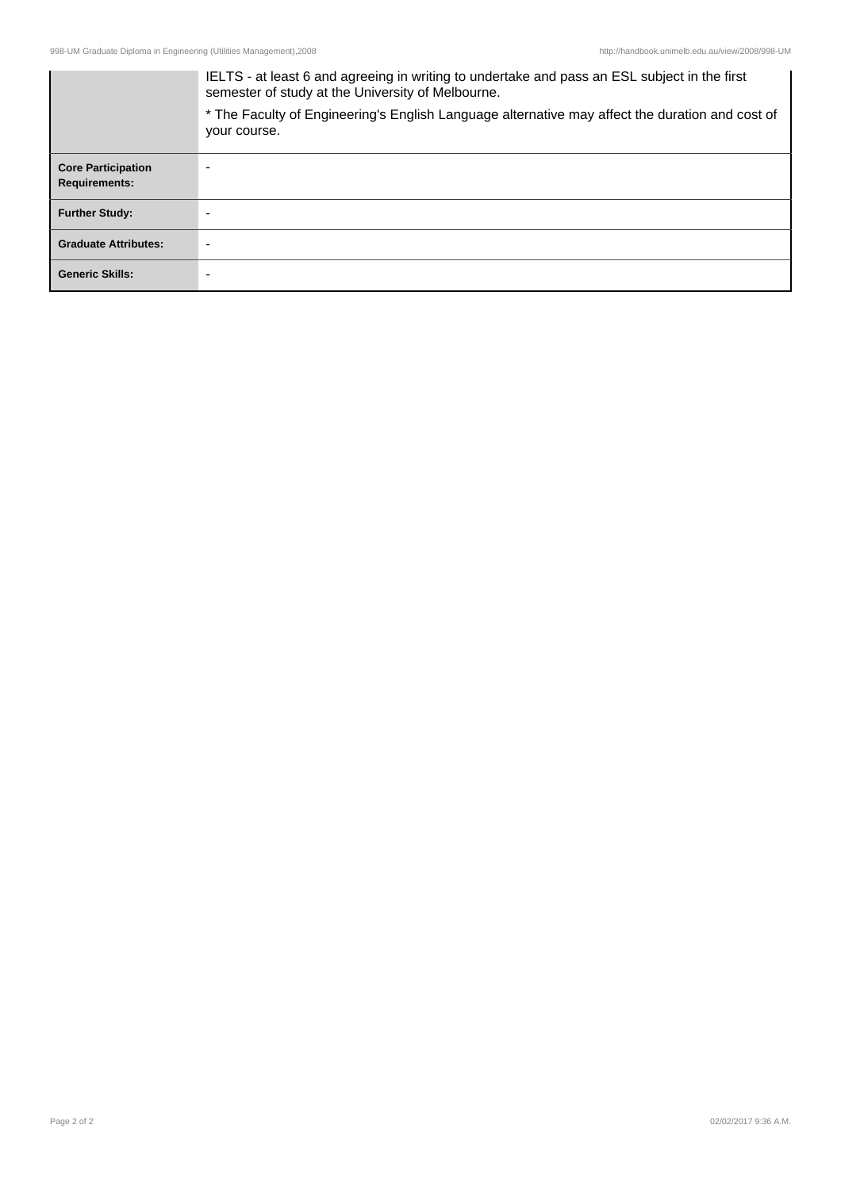| | |
|---|---|
| | IELTS - at least 6 and agreeing in writing to undertake and pass an ESL subject in the first semester of study at the University of Melbourne.<br><br>* The Faculty of Engineering's English Language alternative may affect the duration and cost of your course. |
| **Core Participation Requirements:** | - |
| **Further Study:** | - |
| **Graduate Attributes:** | - |
| **Generic Skills:** | - |